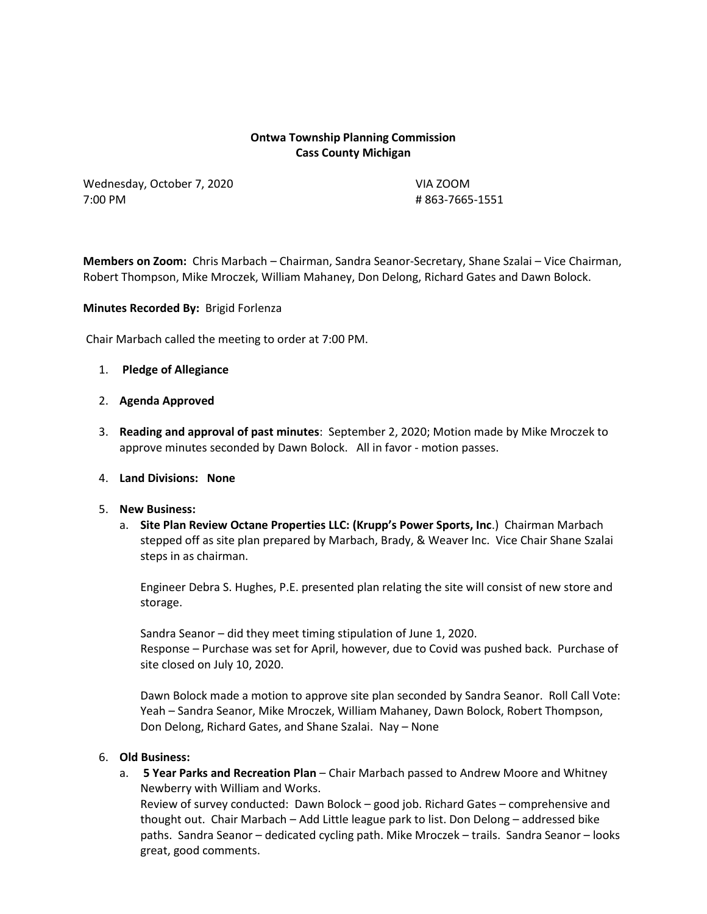**Ontwa Township Planning Commission**
**Cass County Michigan**

Wednesday, October 7, 2020 VIA ZOOM
7:00 PM # 863-7665-1551

**Members on Zoom:** Chris Marbach – Chairman, Sandra Seanor-Secretary, Shane Szalai – Vice Chairman, Robert Thompson, Mike Mroczek, William Mahaney, Don Delong, Richard Gates and Dawn Bolock.

**Minutes Recorded By:** Brigid Forlenza

Chair Marbach called the meeting to order at 7:00 PM.

1. **Pledge of Allegiance**
2. **Agenda Approved**
3. **Reading and approval of past minutes**: September 2, 2020; Motion made by Mike Mroczek to approve minutes seconded by Dawn Bolock. All in favor - motion passes.
4. **Land Divisions: None**
5. **New Business:**
   a. **Site Plan Review Octane Properties LLC: (Krupp's Power Sports, Inc**.) Chairman Marbach stepped off as site plan prepared by Marbach, Brady, & Weaver Inc. Vice Chair Shane Szalai steps in as chairman.

      Engineer Debra S. Hughes, P.E. presented plan relating the site will consist of new store and storage.

      Sandra Seanor – did they meet timing stipulation of June 1, 2020.
      Response – Purchase was set for April, however, due to Covid was pushed back. Purchase of site closed on July 10, 2020.

      Dawn Bolock made a motion to approve site plan seconded by Sandra Seanor. Roll Call Vote: Yeah – Sandra Seanor, Mike Mroczek, William Mahaney, Dawn Bolock, Robert Thompson, Don Delong, Richard Gates, and Shane Szalai. Nay – None
6. **Old Business:**
   a. **5 Year Parks and Recreation Plan** – Chair Marbach passed to Andrew Moore and Whitney Newberry with William and Works.
      Review of survey conducted: Dawn Bolock – good job. Richard Gates – comprehensive and thought out. Chair Marbach – Add Little league park to list. Don Delong – addressed bike paths. Sandra Seanor – dedicated cycling path. Mike Mroczek – trails. Sandra Seanor – looks great, good comments.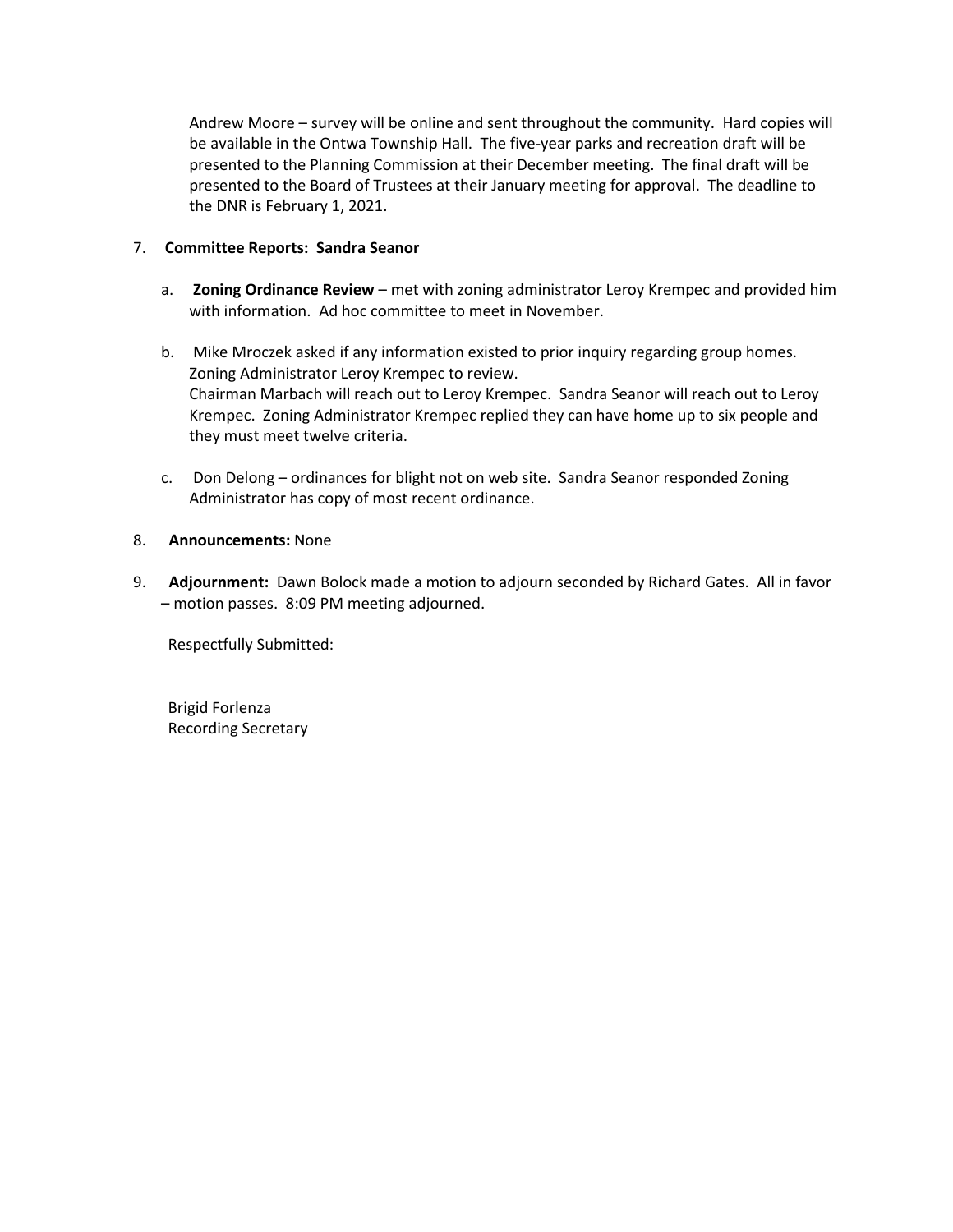Andrew Moore – survey will be online and sent throughout the community. Hard copies will be available in the Ontwa Township Hall. The five-year parks and recreation draft will be presented to the Planning Commission at their December meeting. The final draft will be presented to the Board of Trustees at their January meeting for approval. The deadline to the DNR is February 1, 2021.

7. **Committee Reports: Sandra Seanor**

   a. **Zoning Ordinance Review** – met with zoning administrator Leroy Krempec and provided him with information. Ad hoc committee to meet in November.

   b. Mike Mroczek asked if any information existed to prior inquiry regarding group homes. Zoning Administrator Leroy Krempec to review.
   Chairman Marbach will reach out to Leroy Krempec. Sandra Seanor will reach out to Leroy Krempec. Zoning Administrator Krempec replied they can have home up to six people and they must meet twelve criteria.

   c. Don Delong – ordinances for blight not on web site. Sandra Seanor responded Zoning Administrator has copy of most recent ordinance.

8. **Announcements:** None

9. **Adjournment:** Dawn Bolock made a motion to adjourn seconded by Richard Gates. All in favor – motion passes. 8:09 PM meeting adjourned.

Respectfully Submitted:

Brigid Forlenza
Recording Secretary